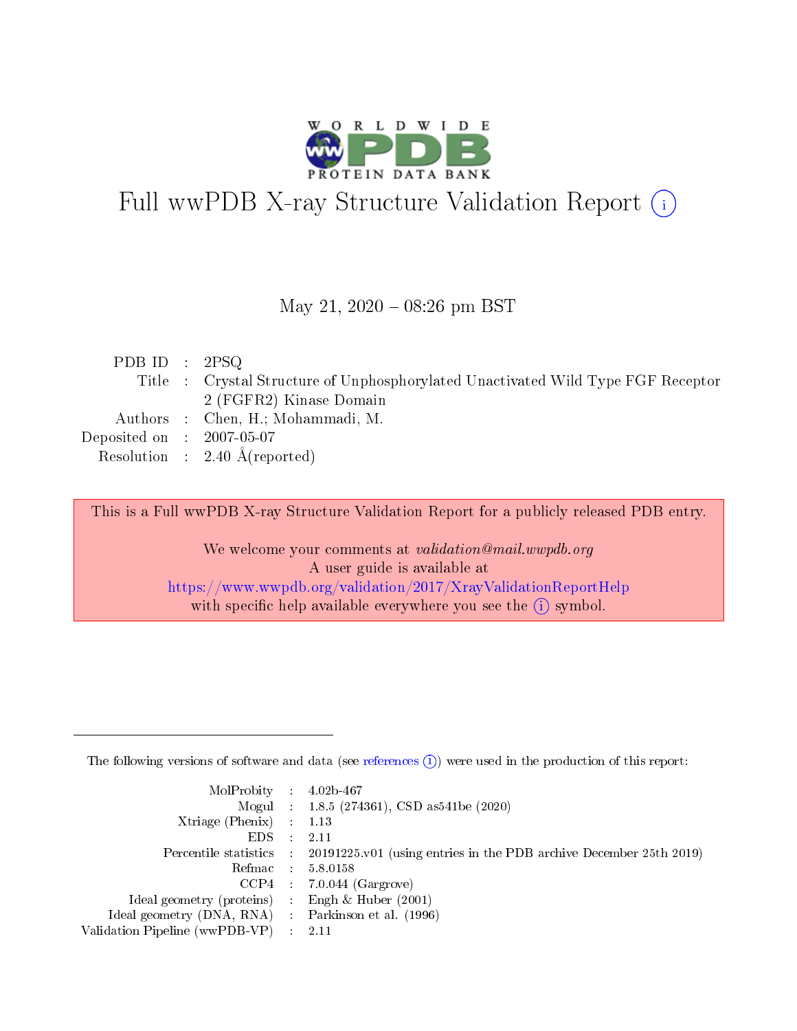# Full wwPDB X-ray Structure Validation Report (i)

May 21, 2020 – 08:26 pm BST

| | | |
|---|---|---|
| PDB ID | : | 2PSQ |
| Title | : | Crystal Structure of Unphosphorylated Unactivated Wild Type FGF Receptor 2 (FGFR2) Kinase Domain |
| Authors | : | Chen, H.; Mohammadi, M. |
| Deposited on | : | 2007-05-07 |
| Resolution | : | 2.40 Å(reported) |

This is a Full wwPDB X-ray Structure Validation Report for a publicly released PDB entry.

We welcome your comments at *validation@mail.wwpdb.org*
A user guide is available at
https://www.wwpdb.org/validation/2017/XrayValidationReportHelp
with specific help available everywhere you see the (i) symbol.

---

The following versions of software and data (see references (i)) were used in the production of this report:

| | | |
|---|---|---|
| MolProbity | : | 4.02b-467 |
| Mogul | : | 1.8.5 (274361), CSD as541be (2020) |
| Xtriage (Phenix) | : | 1.13 |
| EDS | : | 2.11 |
| Percentile statistics | : | 20191225.v01 (using entries in the PDB archive December 25th 2019) |
| Refmac | : | 5.8.0158 |
| CCP4 | : | 7.0.044 (Gargrove) |
| Ideal geometry (proteins) | : | Engh & Huber (2001) |
| Ideal geometry (DNA, RNA) | : | Parkinson et al. (1996) |
| Validation Pipeline (wwPDB-VP) | : | 2.11 |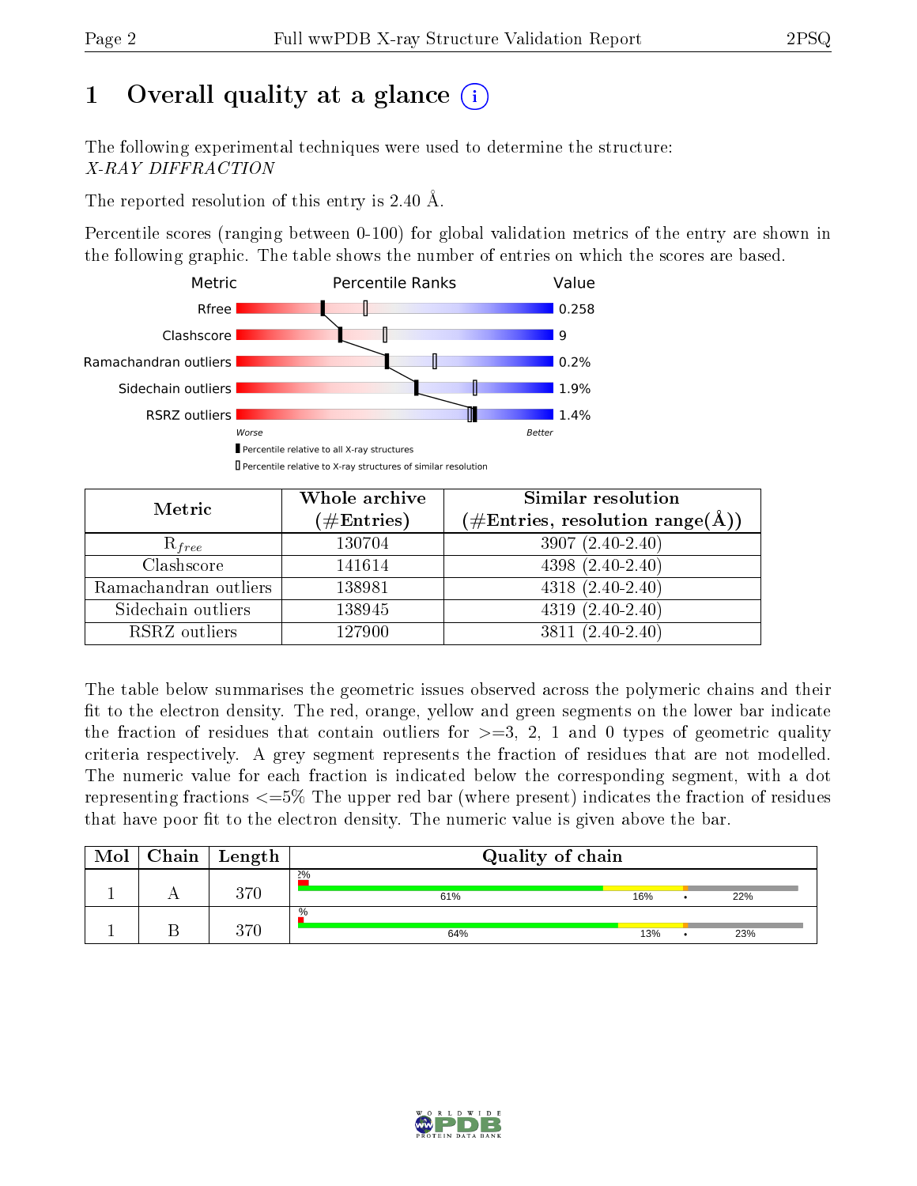# 1 Overall quality at a glance (i)

The following experimental techniques were used to determine the structure:
*X-RAY DIFFRACTION*

The reported resolution of this entry is 2.40 Å.

Percentile scores (ranging between 0-100) for global validation metrics of the entry are shown in the following graphic. The table shows the number of entries on which the scores are based.

| Metric | Value |
|---|---|
| Rfree | 0.258 |
| Clashscore | 9 |
| Ramachandran outliers | 0.2% |
| Sidechain outliers | 1.9% |
| RSRZ outliers | 1.4% |

| Metric | Whole archive (#Entries) | Similar resolution (#Entries, resolution range(Å)) |
|---|---|---|
| $R_{free}$ | 130704 | 3907 (2.40-2.40) |
| Clashscore | 141614 | 4398 (2.40-2.40) |
| Ramachandran outliers | 138981 | 4318 (2.40-2.40) |
| Sidechain outliers | 138945 | 4319 (2.40-2.40) |
| RSRZ outliers | 127900 | 3811 (2.40-2.40) |

The table below summarises the geometric issues observed across the polymeric chains and their fit to the electron density. The red, orange, yellow and green segments on the lower bar indicate the fraction of residues that contain outliers for >=3, 2, 1 and 0 types of geometric quality criteria respectively. A grey segment represents the fraction of residues that are not modelled. The numeric value for each fraction is indicated below the corresponding segment, with a dot representing fractions <=5% The upper red bar (where present) indicates the fraction of residues that have poor fit to the electron density. The numeric value is given above the bar.

| Mol | Chain | Length | Quality of chain |
|---|---|---|---|
| 1 | A | 370 | 2%; 61%, 16%, •, 22% |
| 1 | B | 370 | %; 64%, 13%, •, 23% |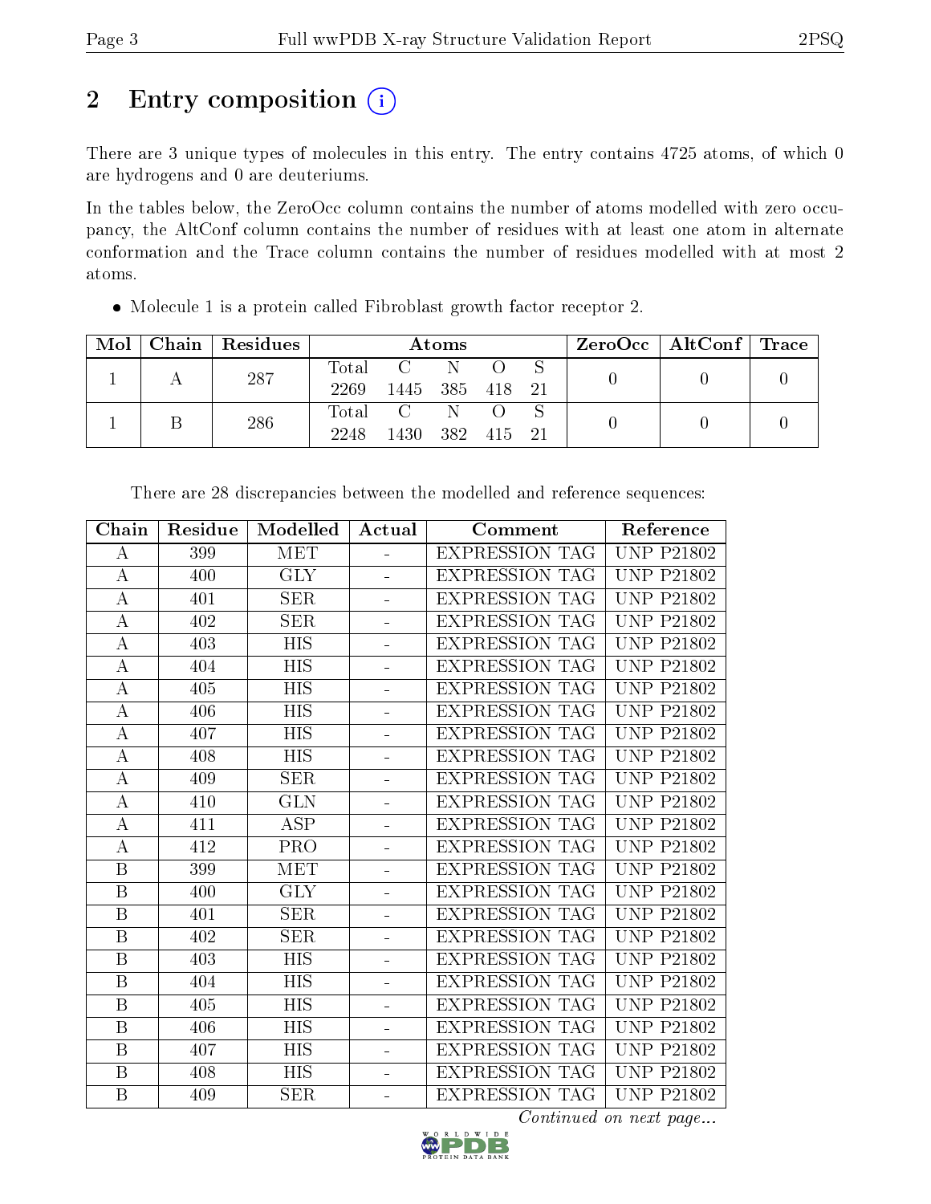## 2 Entry composition

There are 3 unique types of molecules in this entry. The entry contains 4725 atoms, of which 0 are hydrogens and 0 are deuteriums.

In the tables below, the ZeroOcc column contains the number of atoms modelled with zero occupancy, the AltConf column contains the number of residues with at least one atom in alternate conformation and the Trace column contains the number of residues modelled with at most 2 atoms.

- Molecule 1 is a protein called Fibroblast growth factor receptor 2.

| Mol | Chain | Residues | Atoms | | | | | ZeroOcc | AltConf | Trace |
|---|---|---|---|---|---|---|---|---|---|---|
| 1 | A | 287 | Total 2269 | C 1445 | N 385 | O 418 | S 21 | 0 | 0 | 0 |
| 1 | B | 286 | Total 2248 | C 1430 | N 382 | O 415 | S 21 | 0 | 0 | 0 |

There are 28 discrepancies between the modelled and reference sequences:

| Chain | Residue | Modelled | Actual | Comment | Reference |
|---|---|---|---|---|---|
| A | 399 | MET | - | EXPRESSION TAG | UNP P21802 |
| A | 400 | GLY | - | EXPRESSION TAG | UNP P21802 |
| A | 401 | SER | - | EXPRESSION TAG | UNP P21802 |
| A | 402 | SER | - | EXPRESSION TAG | UNP P21802 |
| A | 403 | HIS | - | EXPRESSION TAG | UNP P21802 |
| A | 404 | HIS | - | EXPRESSION TAG | UNP P21802 |
| A | 405 | HIS | - | EXPRESSION TAG | UNP P21802 |
| A | 406 | HIS | - | EXPRESSION TAG | UNP P21802 |
| A | 407 | HIS | - | EXPRESSION TAG | UNP P21802 |
| A | 408 | HIS | - | EXPRESSION TAG | UNP P21802 |
| A | 409 | SER | - | EXPRESSION TAG | UNP P21802 |
| A | 410 | GLN | - | EXPRESSION TAG | UNP P21802 |
| A | 411 | ASP | - | EXPRESSION TAG | UNP P21802 |
| A | 412 | PRO | - | EXPRESSION TAG | UNP P21802 |
| B | 399 | MET | - | EXPRESSION TAG | UNP P21802 |
| B | 400 | GLY | - | EXPRESSION TAG | UNP P21802 |
| B | 401 | SER | - | EXPRESSION TAG | UNP P21802 |
| B | 402 | SER | - | EXPRESSION TAG | UNP P21802 |
| B | 403 | HIS | - | EXPRESSION TAG | UNP P21802 |
| B | 404 | HIS | - | EXPRESSION TAG | UNP P21802 |
| B | 405 | HIS | - | EXPRESSION TAG | UNP P21802 |
| B | 406 | HIS | - | EXPRESSION TAG | UNP P21802 |
| B | 407 | HIS | - | EXPRESSION TAG | UNP P21802 |
| B | 408 | HIS | - | EXPRESSION TAG | UNP P21802 |
| B | 409 | SER | - | EXPRESSION TAG | UNP P21802 |

*Continued on next page...*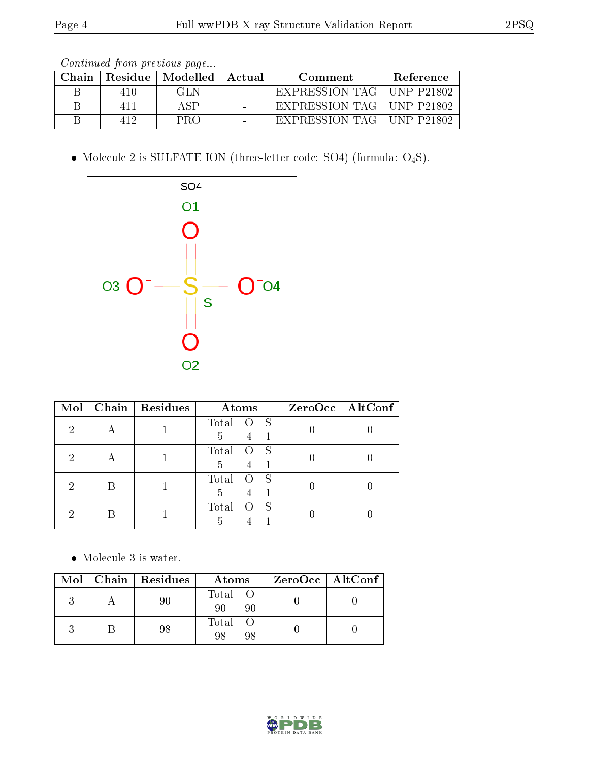*Continued from previous page...*

| Chain | Residue | Modelled | Actual | Comment | Reference |
|---|---|---|---|---|---|
| B | 410 | GLN | - | EXPRESSION TAG | UNP P21802 |
| B | 411 | ASP | - | EXPRESSION TAG | UNP P21802 |
| B | 412 | PRO | - | EXPRESSION TAG | UNP P21802 |

- Molecule 2 is SULFATE ION (three-letter code: SO4) (formula: $O_4S$).

| Mol | Chain | Residues | Atoms | ZeroOcc | AltConf |
|---|---|---|---|---|---|
| 2 | A | 1 | Total O S<br>5 4 1 | 0 | 0 |
| 2 | A | 1 | Total O S<br>5 4 1 | 0 | 0 |
| 2 | B | 1 | Total O S<br>5 4 1 | 0 | 0 |
| 2 | B | 1 | Total O S<br>5 4 1 | 0 | 0 |

- Molecule 3 is water.

| Mol | Chain | Residues | Atoms | ZeroOcc | AltConf |
|---|---|---|---|---|---|
| 3 | A | 90 | Total O<br>90 90 | 0 | 0 |
| 3 | B | 98 | Total O<br>98 98 | 0 | 0 |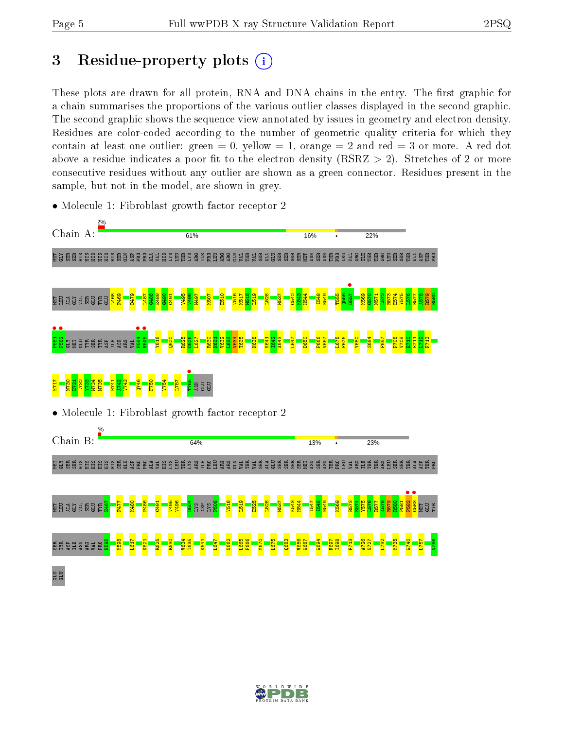# 3 Residue-property plots

These plots are drawn for all protein, RNA and DNA chains in the entry. The first graphic for a chain summarises the proportions of the various outlier classes displayed in the second graphic. The second graphic shows the sequence view annotated by issues in geometry and electron density. Residues are color-coded according to the number of geometric quality criteria for which they contain at least one outlier: green = 0, yellow = 1, orange = 2 and red = 3 or more. A red dot above a residue indicates a poor fit to the electron density (RSRZ > 2). Stretches of 2 or more consecutive residues without any outlier are shown as a green connector. Residues present in the sample, but not in the model, are shown in grey.

- Molecule 1: Fibroblast growth factor receptor 2

Chain A: 2% | 61% | 16% | • | 22%

MET GLY SER SER HIS HIS HIS HIS HIS HIS SER GLN ASP PRO PRO ALA VAL HIS LYS LEU THR LYS ARG ILE PRO LEU ARG ARG GLN VAL THR VAL SER ALA GLU SER SER SER SER MET ASN SER ASN THR PRO LEU VAL ARG ILE THR THR ARG LEU SER SER THR ALA ASP THR PRO MET LEU ALA GLY VAL SER GLU TYR GLU L468 P469 D479 L487 G488 E489 G490 C491 V495 V496 M497 K507 E510 V516 K517 M518 L519 L528 M537 G542 K543 H544 I548 N549 T555 Q556 D557 K569 G570 N571 L572 R573 E574 Y575 L576 R577 A578 R579 R580 P581 P582 GLY MET GLU TYR SER TYR ASP ILE ASN ARG VAL P594 E595 Y616 Q620 R625 D626 L627 R630 N631 V632 L633 V634 T635 N638 K641 I642 A643 L647 D650 P666 V667 L675 F676 Y680 S684 F697 P708 V709 E710 E711 L712 F713 K717 N730 E731 L732 Y733 M734 M735 H741 A742 V743 Q746 F750 V754 L757 T765 ASN GLU GLU

- Molecule 1: Fibroblast growth factor receptor 2

Chain B: % | 64% | 13% | • | 23%

MET GLY SER SER HIS HIS HIS HIS HIS HIS SER GLN ASP PRO PRO ALA VAL HIS LYS LEU THR LYS ARG ILE PRO LEU ARG ARG GLN VAL THR VAL SER ALA GLU SER SER SER SER MET ASN SER ASN THR PRO LEU VAL ARG ILE THR THR ARG LEU SER SER THR ALA ASP THR PRO MET LEU ALA GLY VAL SER GLU TYR E467 P477 K480 P486 C491 V495 V496 D504 LYS ASP LYS P508 V516 L519 E525 L528 M537 K543 H544 I547 I548 N549 K569 R573 E574 Y575 L576 R577 A578 R579 R580 P581 P582 G583 MET GLU TYR SER TYR ASP ILE ASN ARG VAL PRO E595 M598 L617 K621 R625 R630 V634 T635 K641 L647 N662 L665 P666 M670 L675 Q683 V686 W687 W694 F697 T698 F713 A726 N727 L732 M735 W740 L757 N766 GLU GLU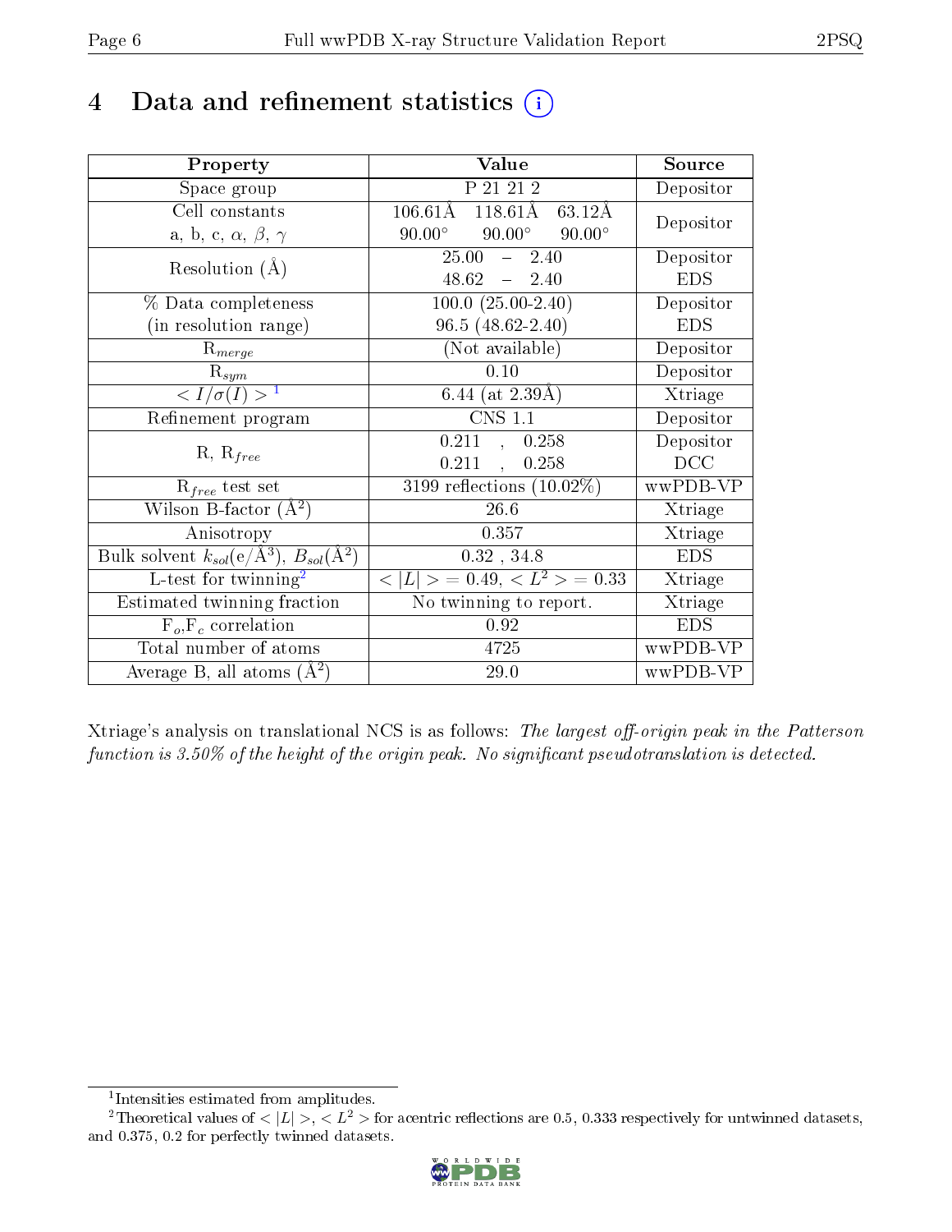# 4 Data and refinement statistics (i)

| Property | Value | Source |
|---|---|---|
| Space group | P 21 21 2 | Depositor |
| Cell constants<br>a, b, c, $\alpha$, $\beta$, $\gamma$ | 106.61Å 118.61Å 63.12Å<br>90.00° 90.00° 90.00° | Depositor |
| Resolution (Å) | 25.00 – 2.40<br>48.62 – 2.40 | Depositor<br>EDS |
| % Data completeness<br>(in resolution range) | 100.0 (25.00-2.40)<br>96.5 (48.62-2.40) | Depositor<br>EDS |
| $R_{merge}$ | (Not available) | Depositor |
| $R_{sym}$ | 0.10 | Depositor |
| $< I/\sigma(I) >$ [1] | 6.44 (at 2.39Å) | Xtriage |
| Refinement program | CNS 1.1 | Depositor |
| R, $R_{free}$ | 0.211 , 0.258<br>0.211 , 0.258 | Depositor<br>DCC |
| $R_{free}$ test set | 3199 reflections (10.02%) | wwPDB-VP |
| Wilson B-factor (Å$^2$) | 26.6 | Xtriage |
| Anisotropy | 0.357 | Xtriage |
| Bulk solvent $k_{sol}$(e/Å$^3$), $B_{sol}$(Å$^2$) | 0.32 , 34.8 | EDS |
| L-test for twinning[2] | $< \|L\| > = 0.49$, $< L^2 > = 0.33$ | Xtriage |
| Estimated twinning fraction | No twinning to report. | Xtriage |
| $F_o$,$F_c$ correlation | 0.92 | EDS |
| Total number of atoms | 4725 | wwPDB-VP |
| Average B, all atoms (Å$^2$) | 29.0 | wwPDB-VP |

Xtriage's analysis on translational NCS is as follows: *The largest off-origin peak in the Patterson function is 3.50% of the height of the origin peak. No significant pseudotranslation is detected.*

[1] Intensities estimated from amplitudes.

[2] Theoretical values of $< |L| >$, $< L^2 >$ for acentric reflections are 0.5, 0.333 respectively for untwinned datasets, and 0.375, 0.2 for perfectly twinned datasets.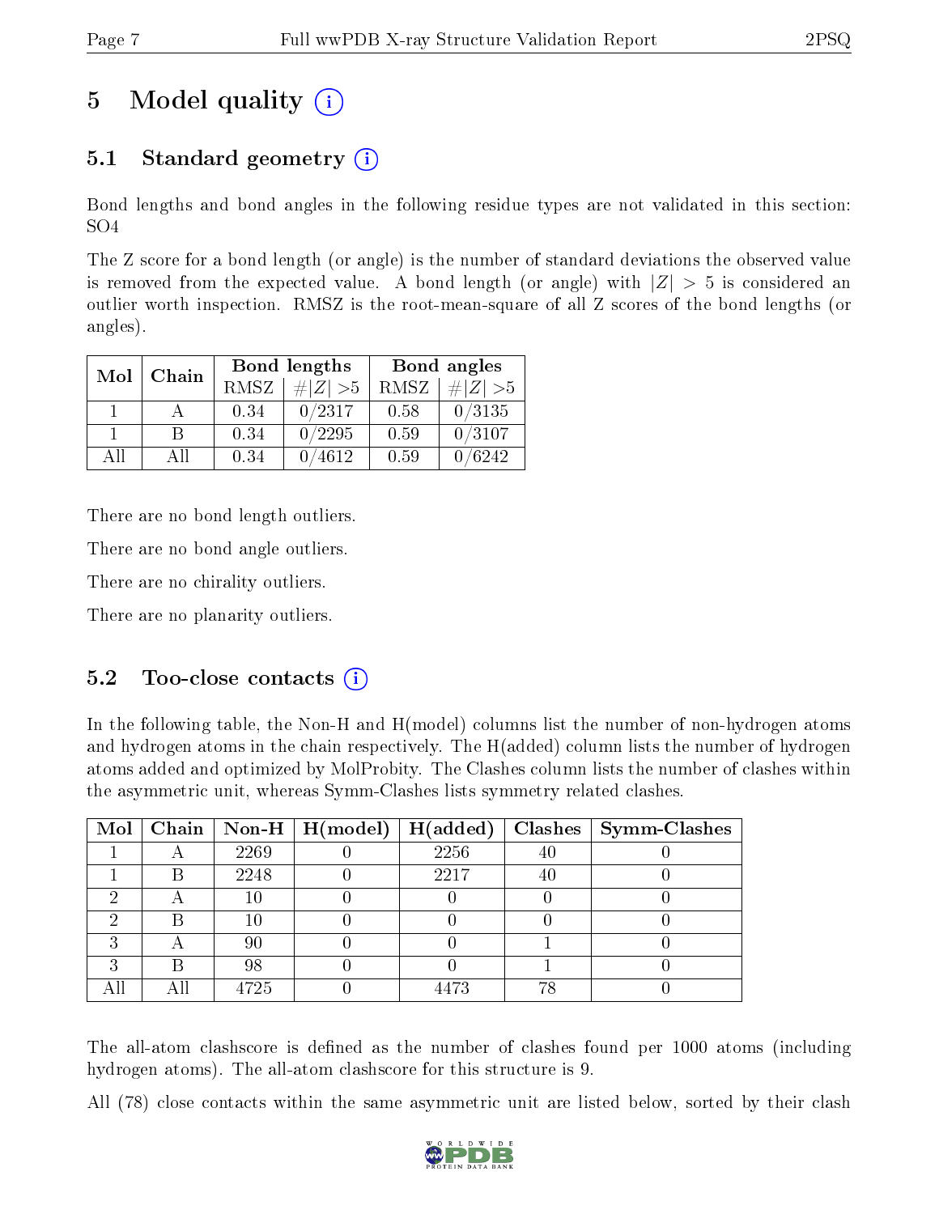# 5 Model quality

## 5.1 Standard geometry

Bond lengths and bond angles in the following residue types are not validated in this section: SO4

The Z score for a bond length (or angle) is the number of standard deviations the observed value is removed from the expected value. A bond length (or angle) with $|Z| > 5$ is considered an outlier worth inspection. RMSZ is the root-mean-square of all Z scores of the bond lengths (or angles).

| Mol | Chain | Bond lengths | | Bond angles | |
|---|---|---|---|---|---|
| | | RMSZ | #\|Z\| >5 | RMSZ | #\|Z\| >5 |
| 1 | A | 0.34 | 0/2317 | 0.58 | 0/3135 |
| 1 | B | 0.34 | 0/2295 | 0.59 | 0/3107 |
| All | All | 0.34 | 0/4612 | 0.59 | 0/6242 |

There are no bond length outliers.

There are no bond angle outliers.

There are no chirality outliers.

There are no planarity outliers.

## 5.2 Too-close contacts

In the following table, the Non-H and H(model) columns list the number of non-hydrogen atoms and hydrogen atoms in the chain respectively. The H(added) column lists the number of hydrogen atoms added and optimized by MolProbity. The Clashes column lists the number of clashes within the asymmetric unit, whereas Symm-Clashes lists symmetry related clashes.

| Mol | Chain | Non-H | H(model) | H(added) | Clashes | Symm-Clashes |
|---|---|---|---|---|---|---|
| 1 | A | 2269 | 0 | 2256 | 40 | 0 |
| 1 | B | 2248 | 0 | 2217 | 40 | 0 |
| 2 | A | 10 | 0 | 0 | 0 | 0 |
| 2 | B | 10 | 0 | 0 | 0 | 0 |
| 3 | A | 90 | 0 | 0 | 1 | 0 |
| 3 | B | 98 | 0 | 0 | 1 | 0 |
| All | All | 4725 | 0 | 4473 | 78 | 0 |

The all-atom clashscore is defined as the number of clashes found per 1000 atoms (including hydrogen atoms). The all-atom clashscore for this structure is 9.

All (78) close contacts within the same asymmetric unit are listed below, sorted by their clash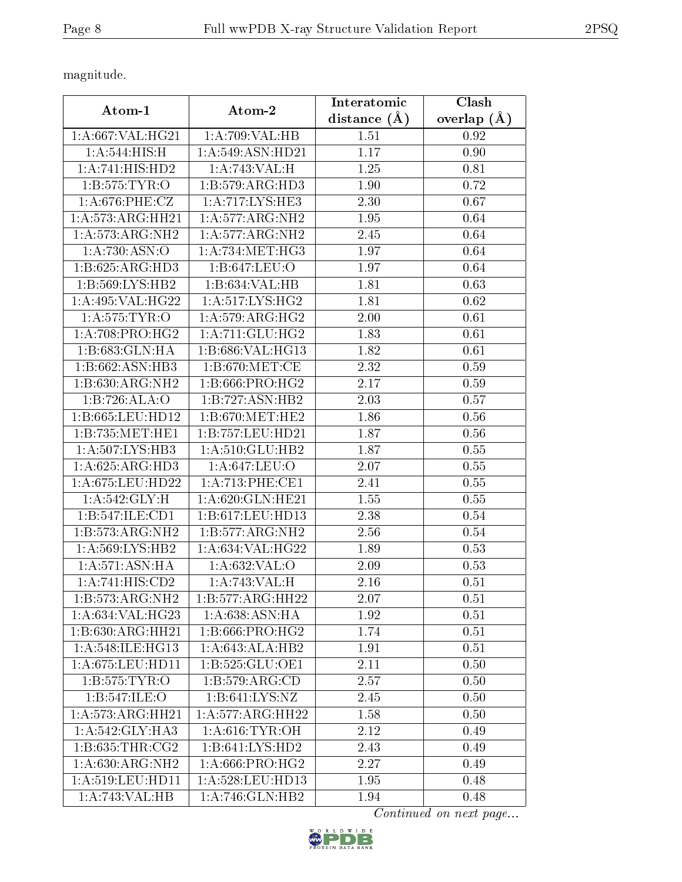magnitude.

| Atom-1 | Atom-2 | Interatomic distance (Å) | Clash overlap (Å) |
|---|---|---|---|
| 1:A:667:VAL:HG21 | 1:A:709:VAL:HB | 1.51 | 0.92 |
| 1:A:544:HIS:H | 1:A:549:ASN:HD21 | 1.17 | 0.90 |
| 1:A:741:HIS:HD2 | 1:A:743:VAL:H | 1.25 | 0.81 |
| 1:B:575:TYR:O | 1:B:579:ARG:HD3 | 1.90 | 0.72 |
| 1:A:676:PHE:CZ | 1:A:717:LYS:HE3 | 2.30 | 0.67 |
| 1:A:573:ARG:HH21 | 1:A:577:ARG:NH2 | 1.95 | 0.64 |
| 1:A:573:ARG:NH2 | 1:A:577:ARG:NH2 | 2.45 | 0.64 |
| 1:A:730:ASN:O | 1:A:734:MET:HG3 | 1.97 | 0.64 |
| 1:B:625:ARG:HD3 | 1:B:647:LEU:O | 1.97 | 0.64 |
| 1:B:569:LYS:HB2 | 1:B:634:VAL:HB | 1.81 | 0.63 |
| 1:A:495:VAL:HG22 | 1:A:517:LYS:HG2 | 1.81 | 0.62 |
| 1:A:575:TYR:O | 1:A:579:ARG:HG2 | 2.00 | 0.61 |
| 1:A:708:PRO:HG2 | 1:A:711:GLU:HG2 | 1.83 | 0.61 |
| 1:B:683:GLN:HA | 1:B:686:VAL:HG13 | 1.82 | 0.61 |
| 1:B:662:ASN:HB3 | 1:B:670:MET:CE | 2.32 | 0.59 |
| 1:B:630:ARG:NH2 | 1:B:666:PRO:HG2 | 2.17 | 0.59 |
| 1:B:726:ALA:O | 1:B:727:ASN:HB2 | 2.03 | 0.57 |
| 1:B:665:LEU:HD12 | 1:B:670:MET:HE2 | 1.86 | 0.56 |
| 1:B:735:MET:HE1 | 1:B:757:LEU:HD21 | 1.87 | 0.56 |
| 1:A:507:LYS:HB3 | 1:A:510:GLU:HB2 | 1.87 | 0.55 |
| 1:A:625:ARG:HD3 | 1:A:647:LEU:O | 2.07 | 0.55 |
| 1:A:675:LEU:HD22 | 1:A:713:PHE:CE1 | 2.41 | 0.55 |
| 1:A:542:GLY:H | 1:A:620:GLN:HE21 | 1.55 | 0.55 |
| 1:B:547:ILE:CD1 | 1:B:617:LEU:HD13 | 2.38 | 0.54 |
| 1:B:573:ARG:NH2 | 1:B:577:ARG:NH2 | 2.56 | 0.54 |
| 1:A:569:LYS:HB2 | 1:A:634:VAL:HG22 | 1.89 | 0.53 |
| 1:A:571:ASN:HA | 1:A:632:VAL:O | 2.09 | 0.53 |
| 1:A:741:HIS:CD2 | 1:A:743:VAL:H | 2.16 | 0.51 |
| 1:B:573:ARG:NH2 | 1:B:577:ARG:HH22 | 2.07 | 0.51 |
| 1:A:634:VAL:HG23 | 1:A:638:ASN:HA | 1.92 | 0.51 |
| 1:B:630:ARG:HH21 | 1:B:666:PRO:HG2 | 1.74 | 0.51 |
| 1:A:548:ILE:HG13 | 1:A:643:ALA:HB2 | 1.91 | 0.51 |
| 1:A:675:LEU:HD11 | 1:B:525:GLU:OE1 | 2.11 | 0.50 |
| 1:B:575:TYR:O | 1:B:579:ARG:CD | 2.57 | 0.50 |
| 1:B:547:ILE:O | 1:B:641:LYS:NZ | 2.45 | 0.50 |
| 1:A:573:ARG:HH21 | 1:A:577:ARG:HH22 | 1.58 | 0.50 |
| 1:A:542:GLY:HA3 | 1:A:616:TYR:OH | 2.12 | 0.49 |
| 1:B:635:THR:CG2 | 1:B:641:LYS:HD2 | 2.43 | 0.49 |
| 1:A:630:ARG:NH2 | 1:A:666:PRO:HG2 | 2.27 | 0.49 |
| 1:A:519:LEU:HD11 | 1:A:528:LEU:HD13 | 1.95 | 0.48 |
| 1:A:743:VAL:HB | 1:A:746:GLN:HB2 | 1.94 | 0.48 |

*Continued on next page...*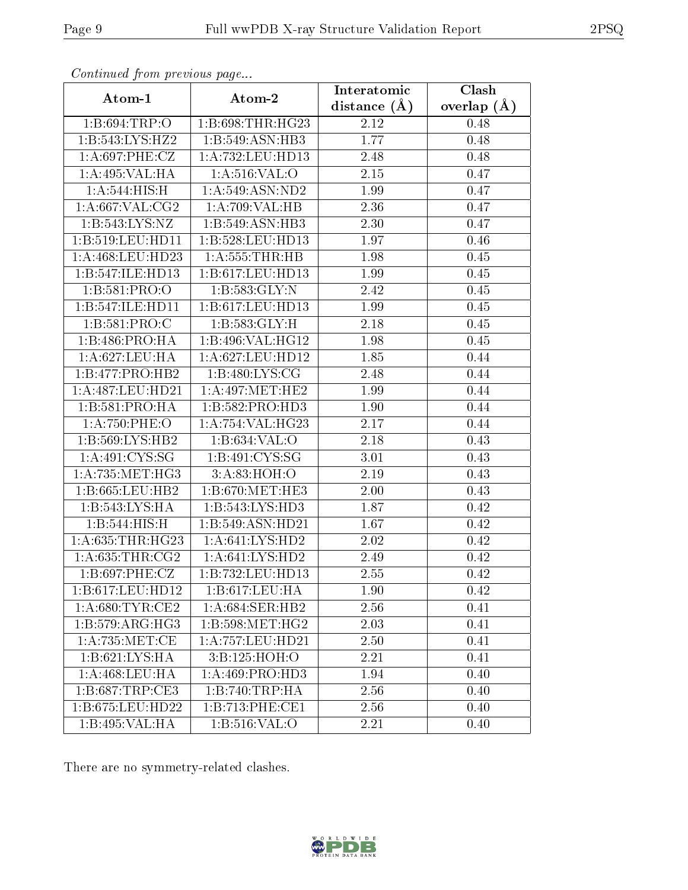*Continued from previous page...*

| Atom-1 | Atom-2 | Interatomic distance (Å) | Clash overlap (Å) |
|---|---|---|---|
| 1:B:694:TRP:O | 1:B:698:THR:HG23 | 2.12 | 0.48 |
| 1:B:543:LYS:HZ2 | 1:B:549:ASN:HB3 | 1.77 | 0.48 |
| 1:A:697:PHE:CZ | 1:A:732:LEU:HD13 | 2.48 | 0.48 |
| 1:A:495:VAL:HA | 1:A:516:VAL:O | 2.15 | 0.47 |
| 1:A:544:HIS:H | 1:A:549:ASN:ND2 | 1.99 | 0.47 |
| 1:A:667:VAL:CG2 | 1:A:709:VAL:HB | 2.36 | 0.47 |
| 1:B:543:LYS:NZ | 1:B:549:ASN:HB3 | 2.30 | 0.47 |
| 1:B:519:LEU:HD11 | 1:B:528:LEU:HD13 | 1.97 | 0.46 |
| 1:A:468:LEU:HD23 | 1:A:555:THR:HB | 1.98 | 0.45 |
| 1:B:547:ILE:HD13 | 1:B:617:LEU:HD13 | 1.99 | 0.45 |
| 1:B:581:PRO:O | 1:B:583:GLY:N | 2.42 | 0.45 |
| 1:B:547:ILE:HD11 | 1:B:617:LEU:HD13 | 1.99 | 0.45 |
| 1:B:581:PRO:C | 1:B:583:GLY:H | 2.18 | 0.45 |
| 1:B:486:PRO:HA | 1:B:496:VAL:HG12 | 1.98 | 0.45 |
| 1:A:627:LEU:HA | 1:A:627:LEU:HD12 | 1.85 | 0.44 |
| 1:B:477:PRO:HB2 | 1:B:480:LYS:CG | 2.48 | 0.44 |
| 1:A:487:LEU:HD21 | 1:A:497:MET:HE2 | 1.99 | 0.44 |
| 1:B:581:PRO:HA | 1:B:582:PRO:HD3 | 1.90 | 0.44 |
| 1:A:750:PHE:O | 1:A:754:VAL:HG23 | 2.17 | 0.44 |
| 1:B:569:LYS:HB2 | 1:B:634:VAL:O | 2.18 | 0.43 |
| 1:A:491:CYS:SG | 1:B:491:CYS:SG | 3.01 | 0.43 |
| 1:A:735:MET:HG3 | 3:A:83:HOH:O | 2.19 | 0.43 |
| 1:B:665:LEU:HB2 | 1:B:670:MET:HE3 | 2.00 | 0.43 |
| 1:B:543:LYS:HA | 1:B:543:LYS:HD3 | 1.87 | 0.42 |
| 1:B:544:HIS:H | 1:B:549:ASN:HD21 | 1.67 | 0.42 |
| 1:A:635:THR:HG23 | 1:A:641:LYS:HD2 | 2.02 | 0.42 |
| 1:A:635:THR:CG2 | 1:A:641:LYS:HD2 | 2.49 | 0.42 |
| 1:B:697:PHE:CZ | 1:B:732:LEU:HD13 | 2.55 | 0.42 |
| 1:B:617:LEU:HD12 | 1:B:617:LEU:HA | 1.90 | 0.42 |
| 1:A:680:TYR:CE2 | 1:A:684:SER:HB2 | 2.56 | 0.41 |
| 1:B:579:ARG:HG3 | 1:B:598:MET:HG2 | 2.03 | 0.41 |
| 1:A:735:MET:CE | 1:A:757:LEU:HD21 | 2.50 | 0.41 |
| 1:B:621:LYS:HA | 3:B:125:HOH:O | 2.21 | 0.41 |
| 1:A:468:LEU:HA | 1:A:469:PRO:HD3 | 1.94 | 0.40 |
| 1:B:687:TRP:CE3 | 1:B:740:TRP:HA | 2.56 | 0.40 |
| 1:B:675:LEU:HD22 | 1:B:713:PHE:CE1 | 2.56 | 0.40 |
| 1:B:495:VAL:HA | 1:B:516:VAL:O | 2.21 | 0.40 |

There are no symmetry-related clashes.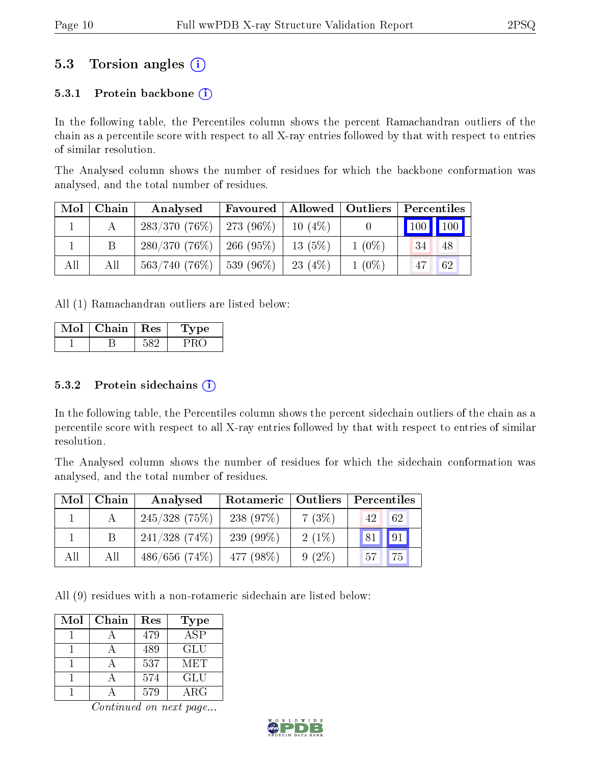## 5.3 Torsion angles (i)

### 5.3.1 Protein backbone (i)

In the following table, the Percentiles column shows the percent Ramachandran outliers of the chain as a percentile score with respect to all X-ray entries followed by that with respect to entries of similar resolution.

The Analysed column shows the number of residues for which the backbone conformation was analysed, and the total number of residues.

| Mol | Chain | Analysed | Favoured | Allowed | Outliers | Percentiles | |
|---|---|---|---|---|---|---|---|
| 1 | A | 283/370 (76%) | 273 (96%) | 10 (4%) | 0 | 100 | 100 |
| 1 | B | 280/370 (76%) | 266 (95%) | 13 (5%) | 1 (0%) | 34 | 48 |
| All | All | 563/740 (76%) | 539 (96%) | 23 (4%) | 1 (0%) | 47 | 62 |

All (1) Ramachandran outliers are listed below:

| Mol | Chain | Res | Type |
|---|---|---|---|
| 1 | B | 582 | PRO |

### 5.3.2 Protein sidechains (i)

In the following table, the Percentiles column shows the percent sidechain outliers of the chain as a percentile score with respect to all X-ray entries followed by that with respect to entries of similar resolution.

The Analysed column shows the number of residues for which the sidechain conformation was analysed, and the total number of residues.

| Mol | Chain | Analysed | Rotameric | Outliers | Percentiles | |
|---|---|---|---|---|---|---|
| 1 | A | 245/328 (75%) | 238 (97%) | 7 (3%) | 42 | 62 |
| 1 | B | 241/328 (74%) | 239 (99%) | 2 (1%) | 81 | 91 |
| All | All | 486/656 (74%) | 477 (98%) | 9 (2%) | 57 | 75 |

All (9) residues with a non-rotameric sidechain are listed below:

| Mol | Chain | Res | Type |
|---|---|---|---|
| 1 | A | 479 | ASP |
| 1 | A | 489 | GLU |
| 1 | A | 537 | MET |
| 1 | A | 574 | GLU |
| 1 | A | 579 | ARG |

*Continued on next page...*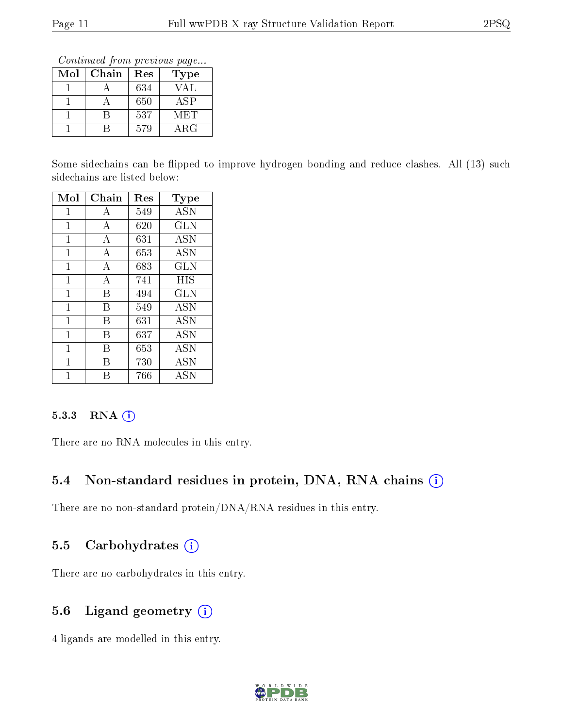*Continued from previous page...*

| Mol | Chain | Res | Type |
|---|---|---|---|
| 1 | A | 634 | VAL |
| 1 | A | 650 | ASP |
| 1 | B | 537 | MET |
| 1 | B | 579 | ARG |

Some sidechains can be flipped to improve hydrogen bonding and reduce clashes. All (13) such sidechains are listed below:

| Mol | Chain | Res | Type |
|---|---|---|---|
| 1 | A | 549 | ASN |
| 1 | A | 620 | GLN |
| 1 | A | 631 | ASN |
| 1 | A | 653 | ASN |
| 1 | A | 683 | GLN |
| 1 | A | 741 | HIS |
| 1 | B | 494 | GLN |
| 1 | B | 549 | ASN |
| 1 | B | 631 | ASN |
| 1 | B | 637 | ASN |
| 1 | B | 653 | ASN |
| 1 | B | 730 | ASN |
| 1 | B | 766 | ASN |

#### 5.3.3 RNA

There are no RNA molecules in this entry.

### 5.4 Non-standard residues in protein, DNA, RNA chains

There are no non-standard protein/DNA/RNA residues in this entry.

### 5.5 Carbohydrates

There are no carbohydrates in this entry.

### 5.6 Ligand geometry

4 ligands are modelled in this entry.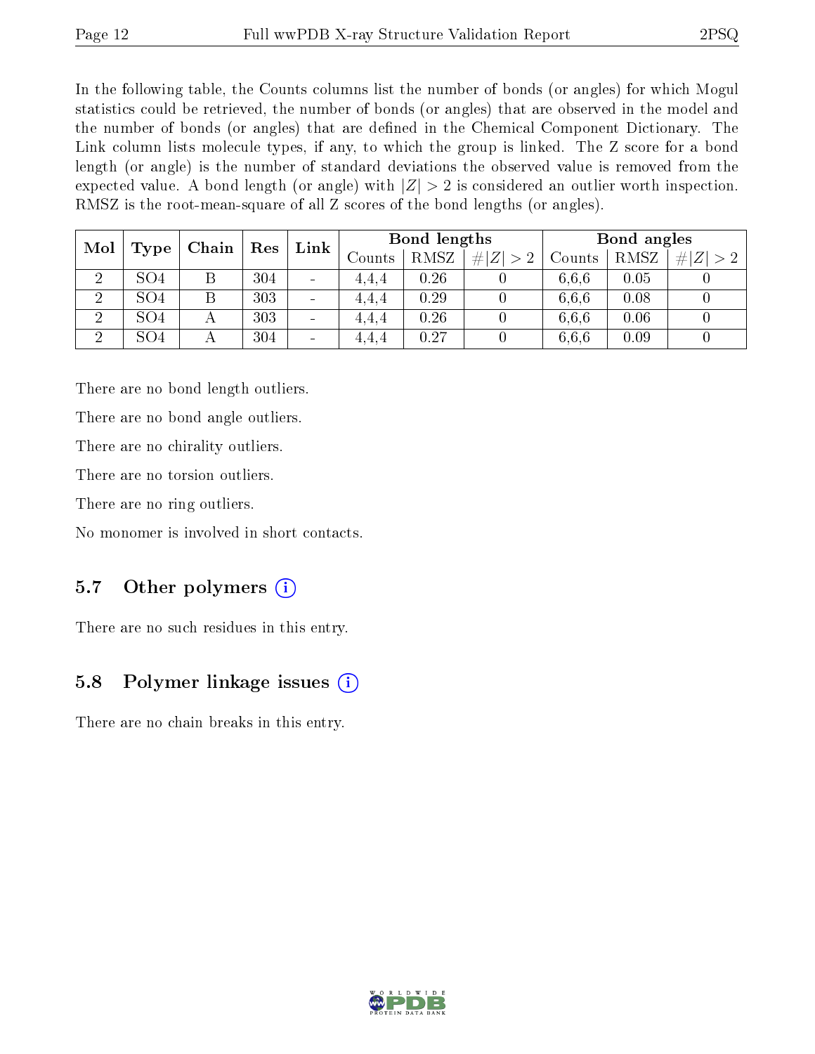In the following table, the Counts columns list the number of bonds (or angles) for which Mogul statistics could be retrieved, the number of bonds (or angles) that are observed in the model and the number of bonds (or angles) that are defined in the Chemical Component Dictionary. The Link column lists molecule types, if any, to which the group is linked. The Z score for a bond length (or angle) is the number of standard deviations the observed value is removed from the expected value. A bond length (or angle) with $|Z| > 2$ is considered an outlier worth inspection. RMSZ is the root-mean-square of all Z scores of the bond lengths (or angles).

| Mol | Type | Chain | Res | Link | Bond lengths | | | Bond angles | | |
|---|---|---|---|---|---|---|---|---|---|---|
| | | | | | Counts | RMSZ | $\#\|Z\| > 2$ | Counts | RMSZ | $\#\|Z\| > 2$ |
| 2 | SO4 | B | 304 | - | 4,4,4 | 0.26 | 0 | 6,6,6 | 0.05 | 0 |
| 2 | SO4 | B | 303 | - | 4,4,4 | 0.29 | 0 | 6,6,6 | 0.08 | 0 |
| 2 | SO4 | A | 303 | - | 4,4,4 | 0.26 | 0 | 6,6,6 | 0.06 | 0 |
| 2 | SO4 | A | 304 | - | 4,4,4 | 0.27 | 0 | 6,6,6 | 0.09 | 0 |

There are no bond length outliers.

There are no bond angle outliers.

There are no chirality outliers.

There are no torsion outliers.

There are no ring outliers.

No monomer is involved in short contacts.

## 5.7 Other polymers

There are no such residues in this entry.

## 5.8 Polymer linkage issues

There are no chain breaks in this entry.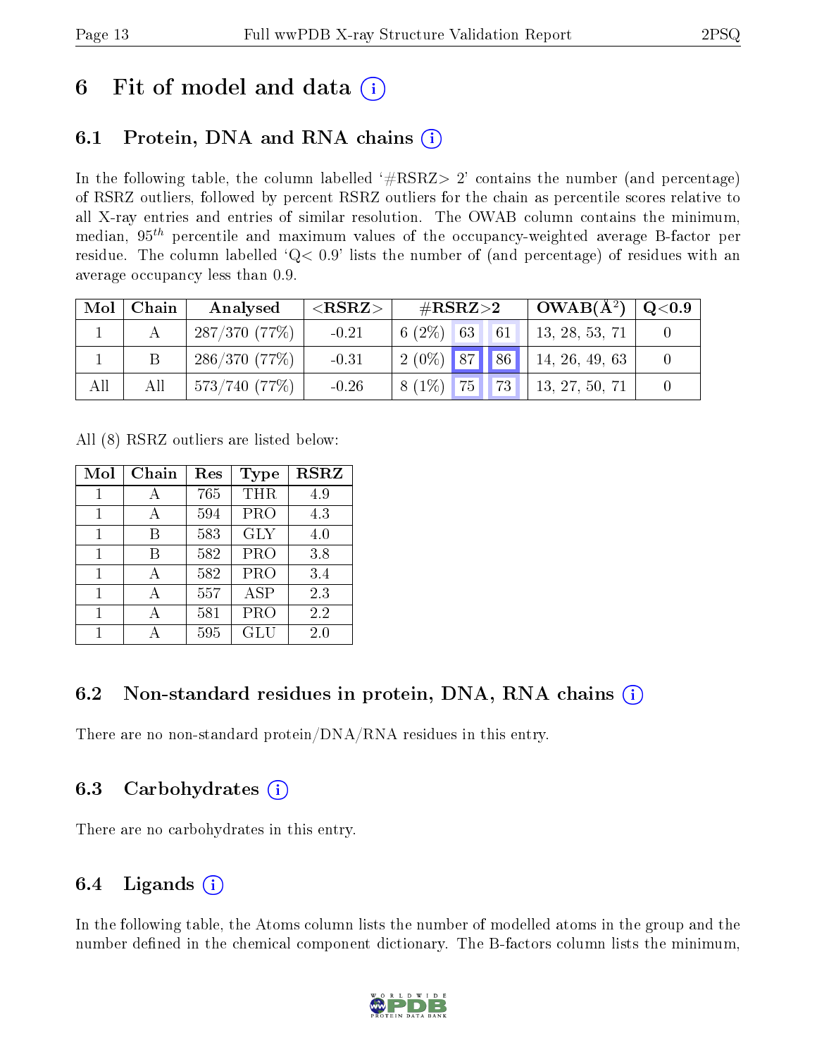# 6 Fit of model and data (i)

## 6.1 Protein, DNA and RNA chains (i)

In the following table, the column labelled '#RSRZ> 2' contains the number (and percentage) of RSRZ outliers, followed by percent RSRZ outliers for the chain as percentile scores relative to all X-ray entries and entries of similar resolution. The OWAB column contains the minimum, median, $95^{th}$ percentile and maximum values of the occupancy-weighted average B-factor per residue. The column labelled 'Q< 0.9' lists the number of (and percentage) of residues with an average occupancy less than 0.9.

| Mol | Chain | Analysed | <RSRZ> | #RSRZ>2 | | | OWAB(Å$^2$) | Q<0.9 |
|---|---|---|---|---|---|---|---|---|
| 1 | A | 287/370 (77%) | -0.21 | 6 (2%) | 63 | 61 | 13, 28, 53, 71 | 0 |
| 1 | B | 286/370 (77%) | -0.31 | 2 (0%) | 87 | 86 | 14, 26, 49, 63 | 0 |
| All | All | 573/740 (77%) | -0.26 | 8 (1%) | 75 | 73 | 13, 27, 50, 71 | 0 |

All (8) RSRZ outliers are listed below:

| Mol | Chain | Res | Type | RSRZ |
|---|---|---|---|---|
| 1 | A | 765 | THR | 4.9 |
| 1 | A | 594 | PRO | 4.3 |
| 1 | B | 583 | GLY | 4.0 |
| 1 | B | 582 | PRO | 3.8 |
| 1 | A | 582 | PRO | 3.4 |
| 1 | A | 557 | ASP | 2.3 |
| 1 | A | 581 | PRO | 2.2 |
| 1 | A | 595 | GLU | 2.0 |

## 6.2 Non-standard residues in protein, DNA, RNA chains (i)

There are no non-standard protein/DNA/RNA residues in this entry.

## 6.3 Carbohydrates (i)

There are no carbohydrates in this entry.

## 6.4 Ligands (i)

In the following table, the Atoms column lists the number of modelled atoms in the group and the number defined in the chemical component dictionary. The B-factors column lists the minimum,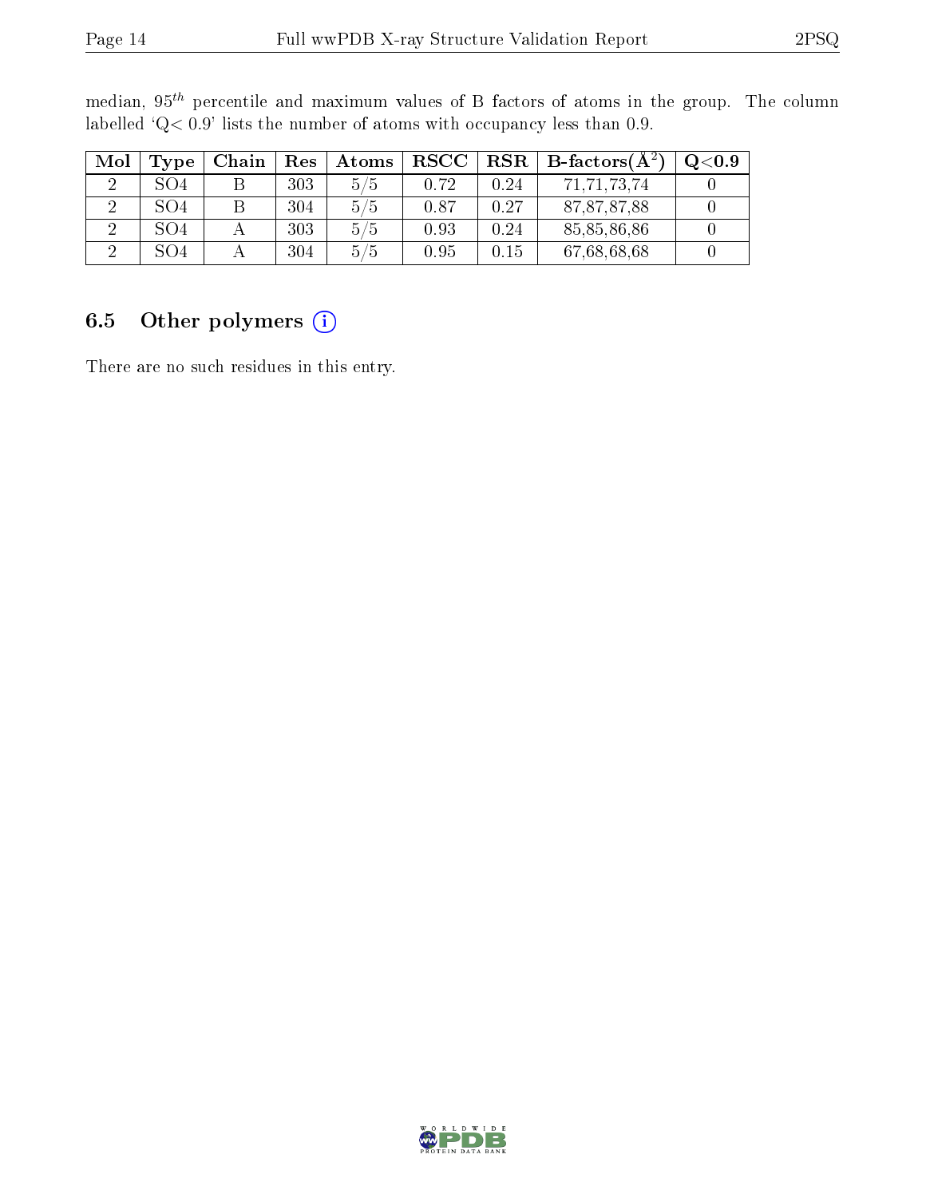median, $95^{th}$ percentile and maximum values of B factors of atoms in the group. The column labelled 'Q< 0.9' lists the number of atoms with occupancy less than 0.9.

| Mol | Type | Chain | Res | Atoms | RSCC | RSR | B-factors($Å^2$) | Q<0.9 |
|---|---|---|---|---|---|---|---|---|
| 2 | SO4 | B | 303 | 5/5 | 0.72 | 0.24 | 71,71,73,74 | 0 |
| 2 | SO4 | B | 304 | 5/5 | 0.87 | 0.27 | 87,87,87,88 | 0 |
| 2 | SO4 | A | 303 | 5/5 | 0.93 | 0.24 | 85,85,86,86 | 0 |
| 2 | SO4 | A | 304 | 5/5 | 0.95 | 0.15 | 67,68,68,68 | 0 |

## 6.5 Other polymers (i)

There are no such residues in this entry.